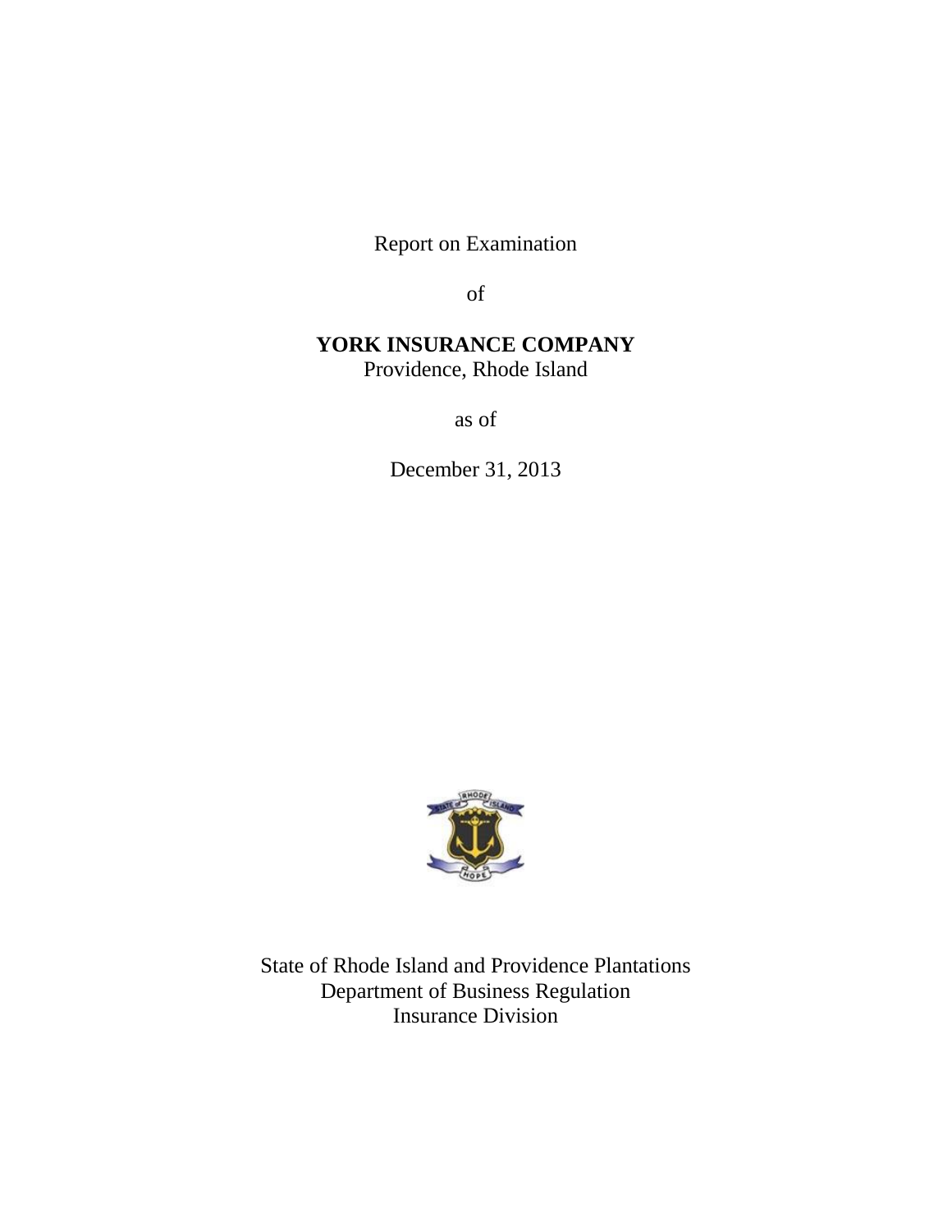Report on Examination

of

**YORK INSURANCE COMPANY**
Providence, Rhode Island

as of

December 31, 2013

State of Rhode Island and Providence Plantations
Department of Business Regulation
Insurance Division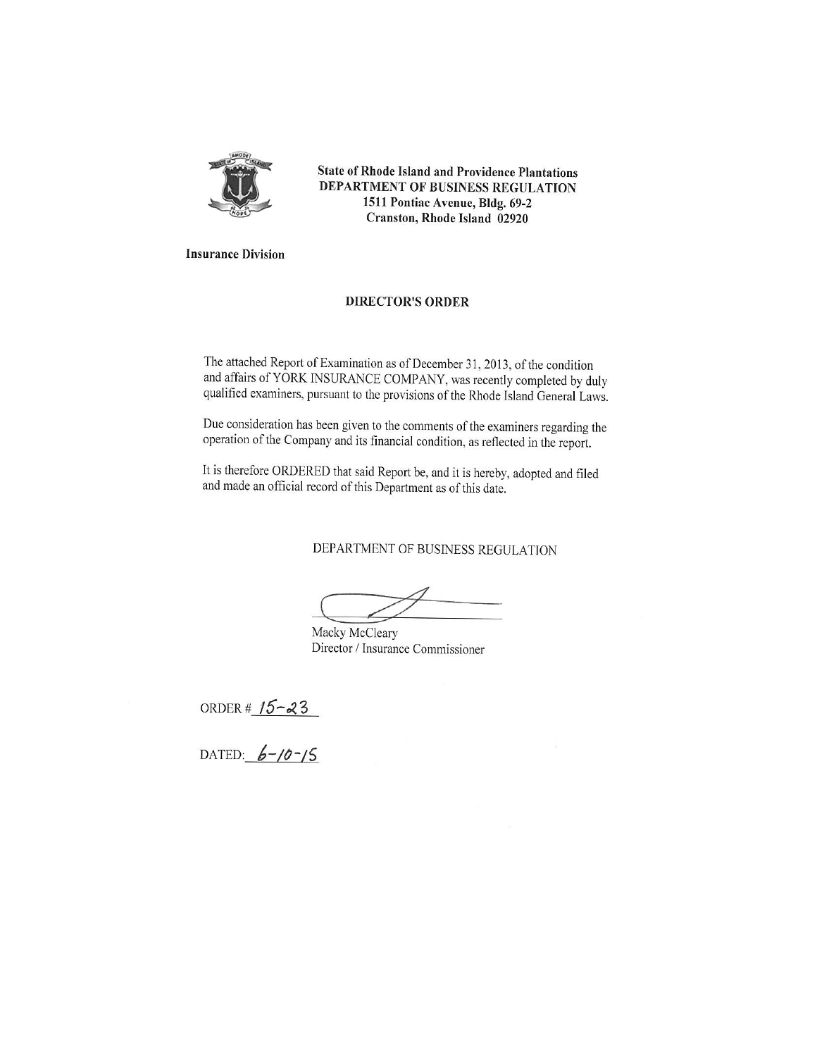State of Rhode Island and Providence Plantations
**DEPARTMENT OF BUSINESS REGULATION**
1511 Pontiac Avenue, Bldg. 69-2
Cranston, Rhode Island 02920

**Insurance Division**

## DIRECTOR'S ORDER

The attached Report of Examination as of December 31, 2013, of the condition and affairs of YORK INSURANCE COMPANY, was recently completed by duly qualified examiners, pursuant to the provisions of the Rhode Island General Laws.

Due consideration has been given to the comments of the examiners regarding the operation of the Company and its financial condition, as reflected in the report.

It is therefore ORDERED that said Report be, and it is hereby, adopted and filed and made an official record of this Department as of this date.

DEPARTMENT OF BUSINESS REGULATION

Macky McCleary
Director / Insurance Commissioner

ORDER # 15-23

DATED: 6-10-15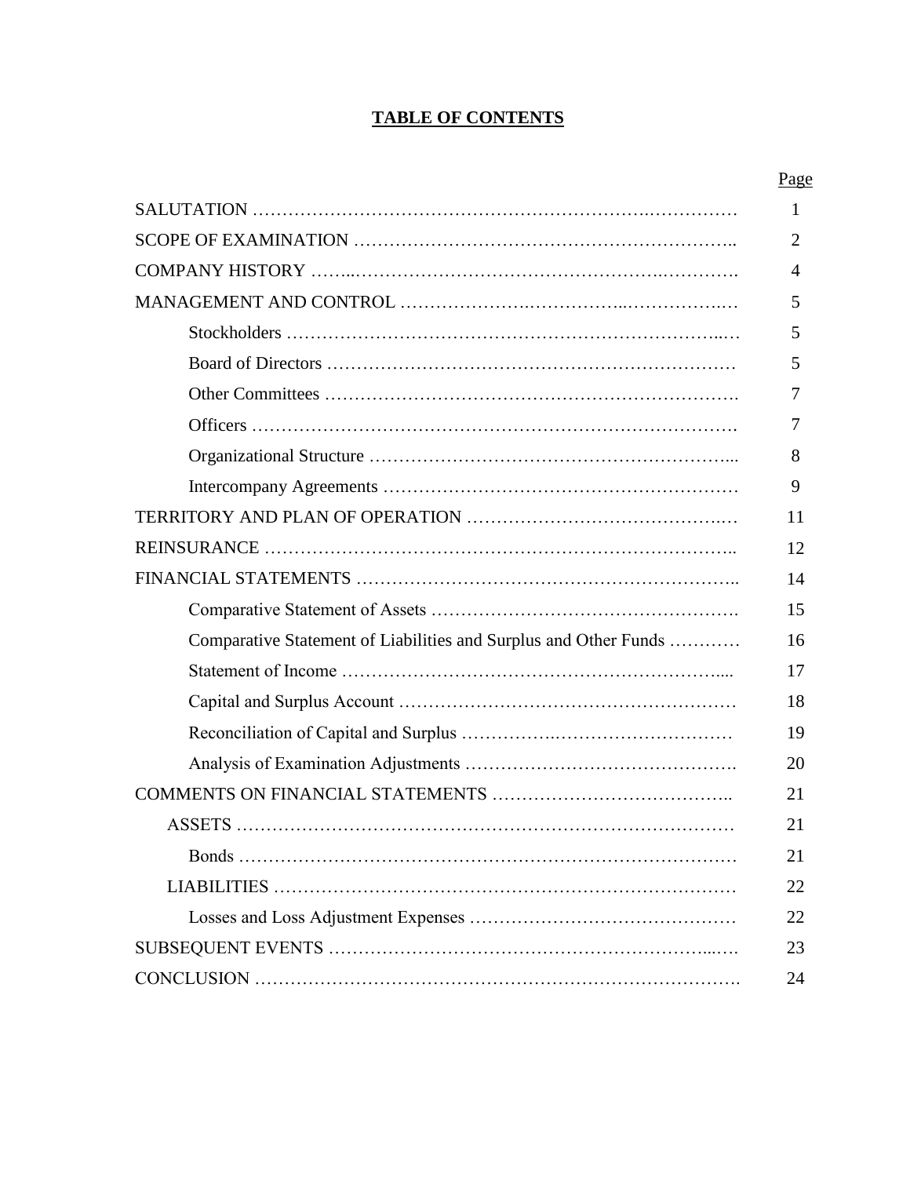# TABLE OF CONTENTS

| | Page |
|---|---|
| SALUTATION | 1 |
| SCOPE OF EXAMINATION | 2 |
| COMPANY HISTORY | 4 |
| MANAGEMENT AND CONTROL | 5 |
| Stockholders | 5 |
| Board of Directors | 5 |
| Other Committees | 7 |
| Officers | 7 |
| Organizational Structure | 8 |
| Intercompany Agreements | 9 |
| TERRITORY AND PLAN OF OPERATION | 11 |
| REINSURANCE | 12 |
| FINANCIAL STATEMENTS | 14 |
| Comparative Statement of Assets | 15 |
| Comparative Statement of Liabilities and Surplus and Other Funds | 16 |
| Statement of Income | 17 |
| Capital and Surplus Account | 18 |
| Reconciliation of Capital and Surplus | 19 |
| Analysis of Examination Adjustments | 20 |
| COMMENTS ON FINANCIAL STATEMENTS | 21 |
| ASSETS | 21 |
| Bonds | 21 |
| LIABILITIES | 22 |
| Losses and Loss Adjustment Expenses | 22 |
| SUBSEQUENT EVENTS | 23 |
| CONCLUSION | 24 |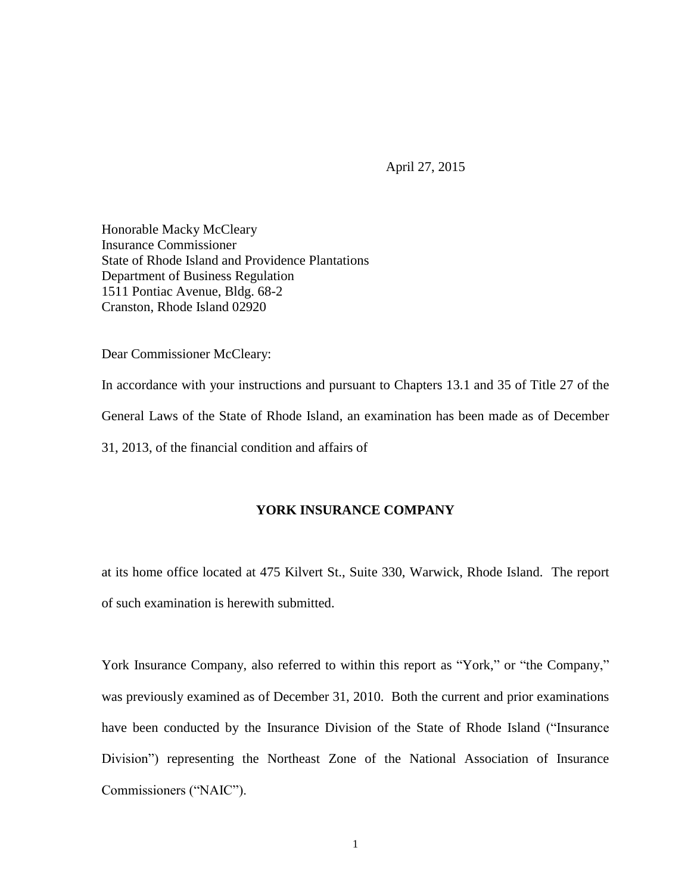April 27, 2015

Honorable Macky McCleary  
Insurance Commissioner  
State of Rhode Island and Providence Plantations  
Department of Business Regulation  
1511 Pontiac Avenue, Bldg. 68-2  
Cranston, Rhode Island 02920

Dear Commissioner McCleary:

In accordance with your instructions and pursuant to Chapters 13.1 and 35 of Title 27 of the General Laws of the State of Rhode Island, an examination has been made as of December 31, 2013, of the financial condition and affairs of

**YORK INSURANCE COMPANY**

at its home office located at 475 Kilvert St., Suite 330, Warwick, Rhode Island. The report of such examination is herewith submitted.

York Insurance Company, also referred to within this report as "York," or "the Company," was previously examined as of December 31, 2010. Both the current and prior examinations have been conducted by the Insurance Division of the State of Rhode Island ("Insurance Division") representing the Northeast Zone of the National Association of Insurance Commissioners ("NAIC").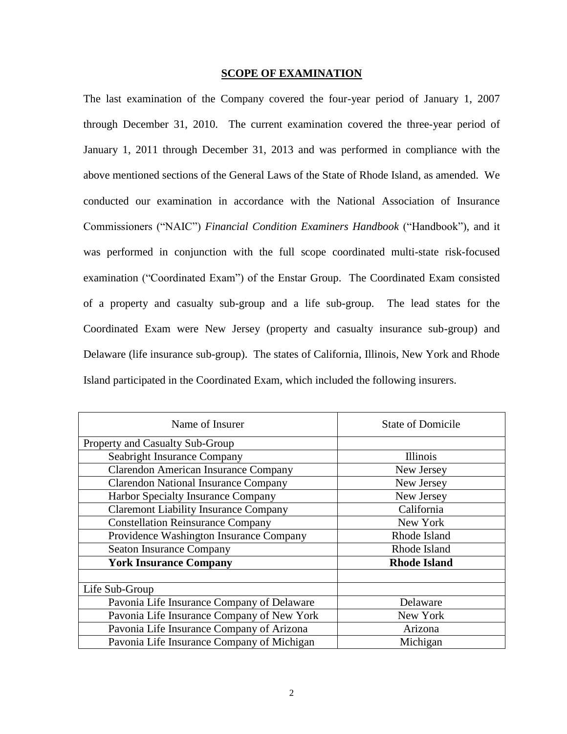## SCOPE OF EXAMINATION

The last examination of the Company covered the four-year period of January 1, 2007 through December 31, 2010. The current examination covered the three-year period of January 1, 2011 through December 31, 2013 and was performed in compliance with the above mentioned sections of the General Laws of the State of Rhode Island, as amended. We conducted our examination in accordance with the National Association of Insurance Commissioners ("NAIC") *Financial Condition Examiners Handbook* ("Handbook"), and it was performed in conjunction with the full scope coordinated multi-state risk-focused examination ("Coordinated Exam") of the Enstar Group. The Coordinated Exam consisted of a property and casualty sub-group and a life sub-group. The lead states for the Coordinated Exam were New Jersey (property and casualty insurance sub-group) and Delaware (life insurance sub-group). The states of California, Illinois, New York and Rhode Island participated in the Coordinated Exam, which included the following insurers.

| Name of Insurer | State of Domicile |
|---|---|
| Property and Casualty Sub-Group | |
| Seabright Insurance Company | Illinois |
| Clarendon American Insurance Company | New Jersey |
| Clarendon National Insurance Company | New Jersey |
| Harbor Specialty Insurance Company | New Jersey |
| Claremont Liability Insurance Company | California |
| Constellation Reinsurance Company | New York |
| Providence Washington Insurance Company | Rhode Island |
| Seaton Insurance Company | Rhode Island |
| **York Insurance Company** | **Rhode Island** |
| | |
| Life Sub-Group | |
| Pavonia Life Insurance Company of Delaware | Delaware |
| Pavonia Life Insurance Company of New York | New York |
| Pavonia Life Insurance Company of Arizona | Arizona |
| Pavonia Life Insurance Company of Michigan | Michigan |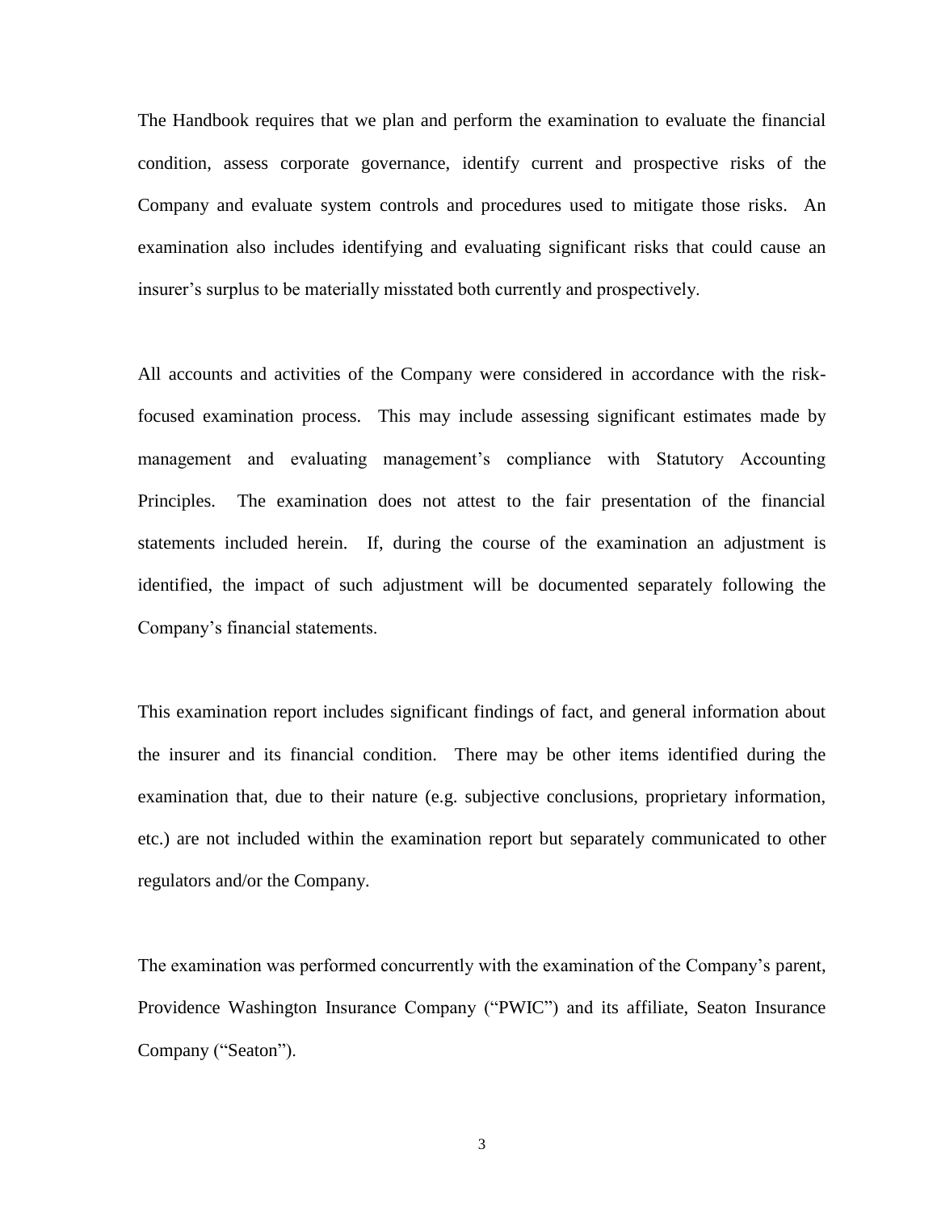The Handbook requires that we plan and perform the examination to evaluate the financial condition, assess corporate governance, identify current and prospective risks of the Company and evaluate system controls and procedures used to mitigate those risks. An examination also includes identifying and evaluating significant risks that could cause an insurer's surplus to be materially misstated both currently and prospectively.

All accounts and activities of the Company were considered in accordance with the risk-focused examination process. This may include assessing significant estimates made by management and evaluating management's compliance with Statutory Accounting Principles. The examination does not attest to the fair presentation of the financial statements included herein. If, during the course of the examination an adjustment is identified, the impact of such adjustment will be documented separately following the Company's financial statements.

This examination report includes significant findings of fact, and general information about the insurer and its financial condition. There may be other items identified during the examination that, due to their nature (e.g. subjective conclusions, proprietary information, etc.) are not included within the examination report but separately communicated to other regulators and/or the Company.

The examination was performed concurrently with the examination of the Company's parent, Providence Washington Insurance Company ("PWIC") and its affiliate, Seaton Insurance Company ("Seaton").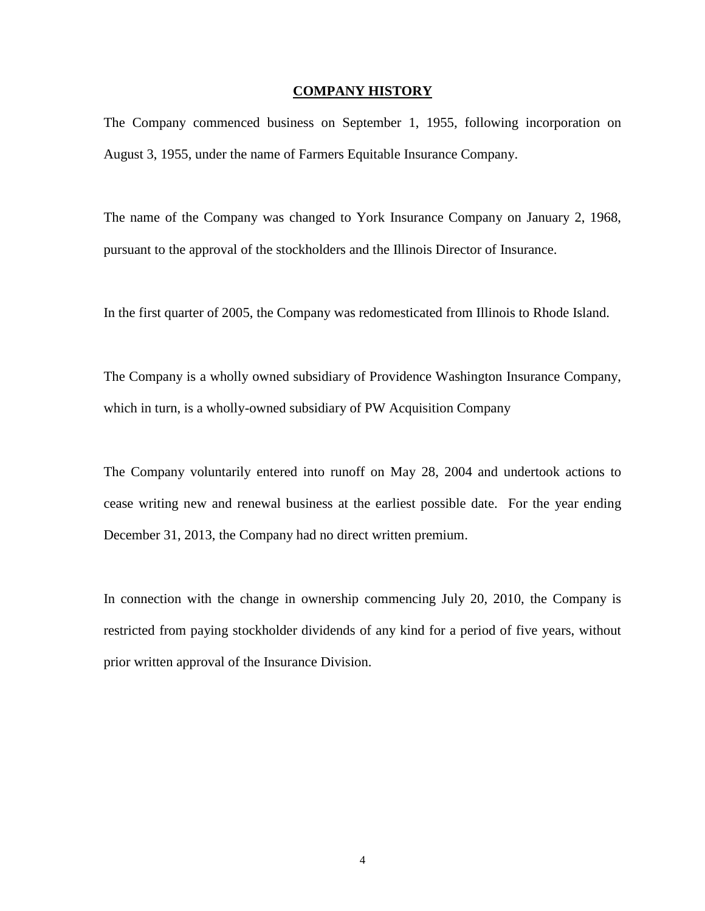## COMPANY HISTORY

The Company commenced business on September 1, 1955, following incorporation on August 3, 1955, under the name of Farmers Equitable Insurance Company.

The name of the Company was changed to York Insurance Company on January 2, 1968, pursuant to the approval of the stockholders and the Illinois Director of Insurance.

In the first quarter of 2005, the Company was redomesticated from Illinois to Rhode Island.

The Company is a wholly owned subsidiary of Providence Washington Insurance Company, which in turn, is a wholly-owned subsidiary of PW Acquisition Company

The Company voluntarily entered into runoff on May 28, 2004 and undertook actions to cease writing new and renewal business at the earliest possible date. For the year ending December 31, 2013, the Company had no direct written premium.

In connection with the change in ownership commencing July 20, 2010, the Company is restricted from paying stockholder dividends of any kind for a period of five years, without prior written approval of the Insurance Division.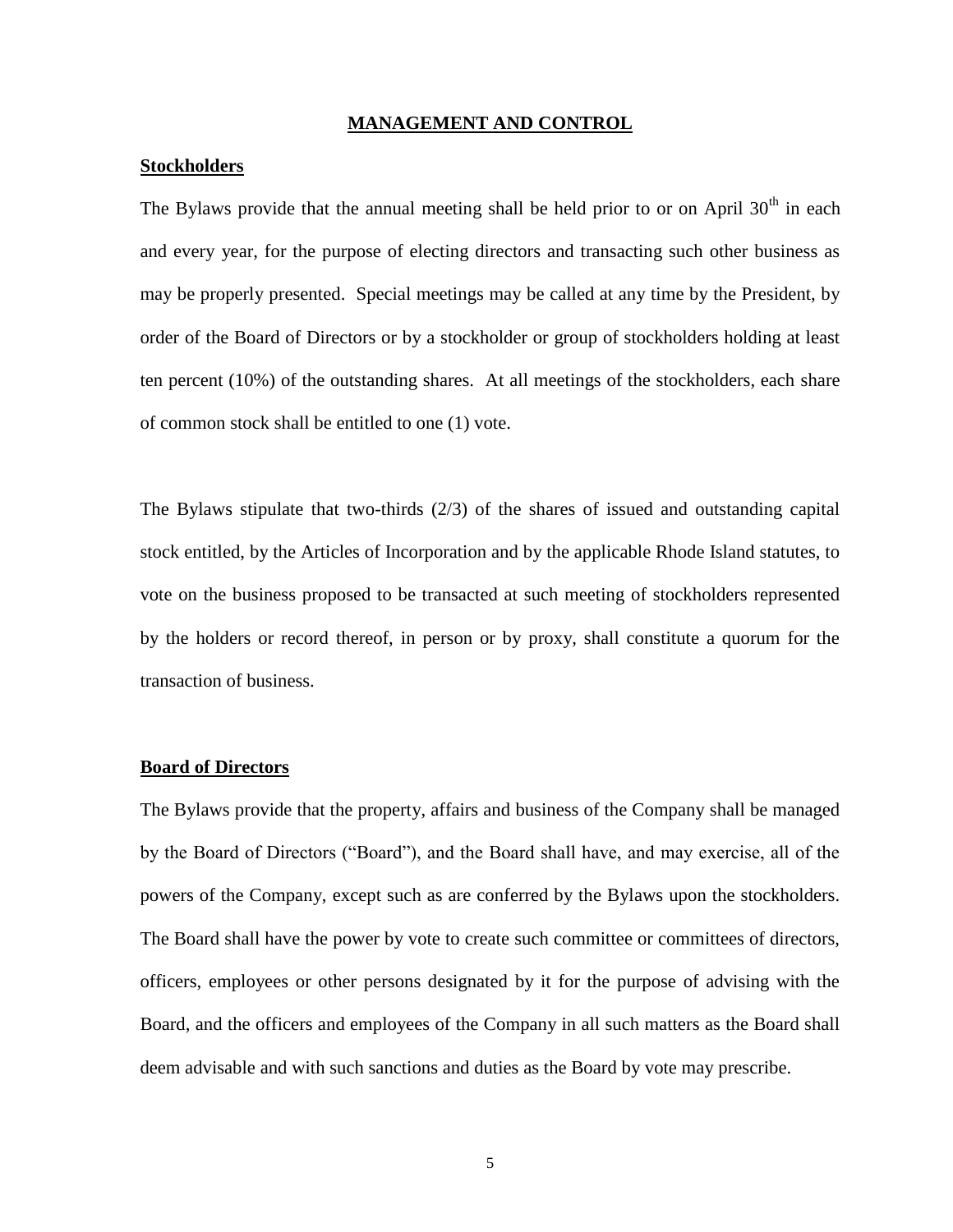## MANAGEMENT AND CONTROL

### Stockholders

The Bylaws provide that the annual meeting shall be held prior to or on April 30th in each and every year, for the purpose of electing directors and transacting such other business as may be properly presented. Special meetings may be called at any time by the President, by order of the Board of Directors or by a stockholder or group of stockholders holding at least ten percent (10%) of the outstanding shares. At all meetings of the stockholders, each share of common stock shall be entitled to one (1) vote.

The Bylaws stipulate that two-thirds (2/3) of the shares of issued and outstanding capital stock entitled, by the Articles of Incorporation and by the applicable Rhode Island statutes, to vote on the business proposed to be transacted at such meeting of stockholders represented by the holders or record thereof, in person or by proxy, shall constitute a quorum for the transaction of business.

### Board of Directors

The Bylaws provide that the property, affairs and business of the Company shall be managed by the Board of Directors ("Board"), and the Board shall have, and may exercise, all of the powers of the Company, except such as are conferred by the Bylaws upon the stockholders. The Board shall have the power by vote to create such committee or committees of directors, officers, employees or other persons designated by it for the purpose of advising with the Board, and the officers and employees of the Company in all such matters as the Board shall deem advisable and with such sanctions and duties as the Board by vote may prescribe.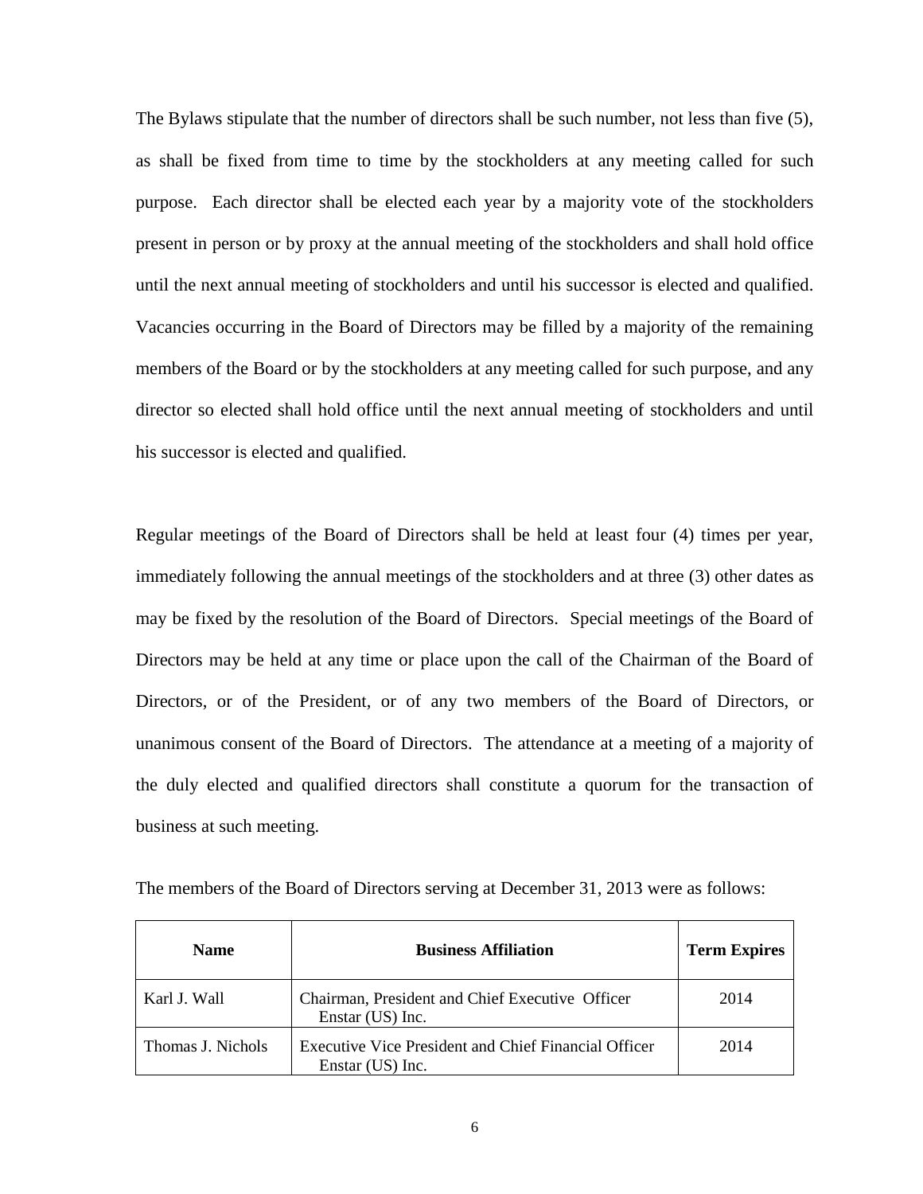The Bylaws stipulate that the number of directors shall be such number, not less than five (5), as shall be fixed from time to time by the stockholders at any meeting called for such purpose. Each director shall be elected each year by a majority vote of the stockholders present in person or by proxy at the annual meeting of the stockholders and shall hold office until the next annual meeting of stockholders and until his successor is elected and qualified. Vacancies occurring in the Board of Directors may be filled by a majority of the remaining members of the Board or by the stockholders at any meeting called for such purpose, and any director so elected shall hold office until the next annual meeting of stockholders and until his successor is elected and qualified.

Regular meetings of the Board of Directors shall be held at least four (4) times per year, immediately following the annual meetings of the stockholders and at three (3) other dates as may be fixed by the resolution of the Board of Directors. Special meetings of the Board of Directors may be held at any time or place upon the call of the Chairman of the Board of Directors, or of the President, or of any two members of the Board of Directors, or unanimous consent of the Board of Directors. The attendance at a meeting of a majority of the duly elected and qualified directors shall constitute a quorum for the transaction of business at such meeting.

The members of the Board of Directors serving at December 31, 2013 were as follows:

| Name | Business Affiliation | Term Expires |
|---|---|---|
| Karl J. Wall | Chairman, President and Chief Executive Officer Enstar (US) Inc. | 2014 |
| Thomas J. Nichols | Executive Vice President and Chief Financial Officer Enstar (US) Inc. | 2014 |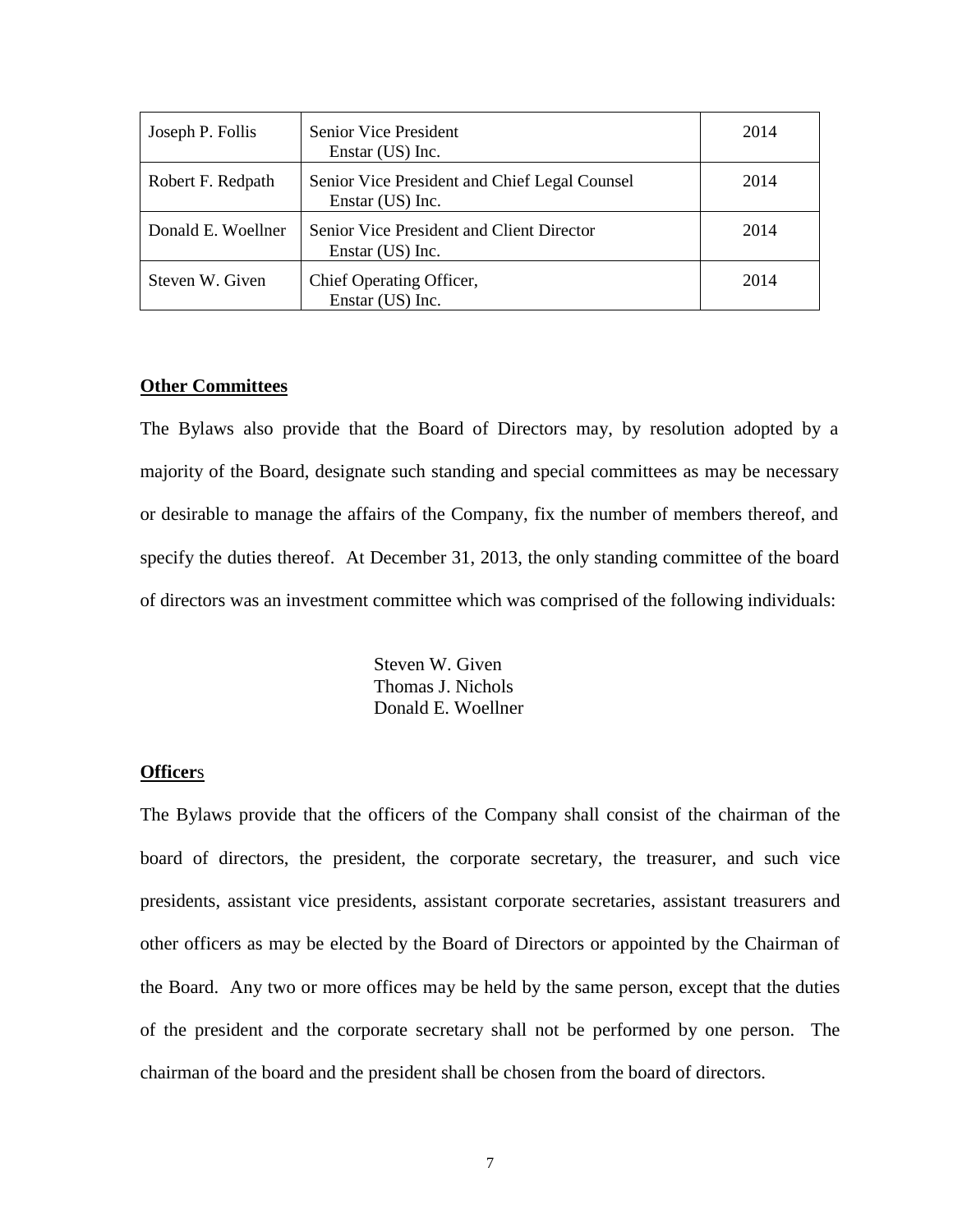| Joseph P. Follis | Senior Vice President<br>Enstar (US) Inc. | 2014 |
|---|---|---|
| Robert F. Redpath | Senior Vice President and Chief Legal Counsel<br>Enstar (US) Inc. | 2014 |
| Donald E. Woellner | Senior Vice President and Client Director<br>Enstar (US) Inc. | 2014 |
| Steven W. Given | Chief Operating Officer,<br>Enstar (US) Inc. | 2014 |

**Other Committees**

The Bylaws also provide that the Board of Directors may, by resolution adopted by a majority of the Board, designate such standing and special committees as may be necessary or desirable to manage the affairs of the Company, fix the number of members thereof, and specify the duties thereof. At December 31, 2013, the only standing committee of the board of directors was an investment committee which was comprised of the following individuals:

Steven W. Given
Thomas J. Nichols
Donald E. Woellner

**Officers**

The Bylaws provide that the officers of the Company shall consist of the chairman of the board of directors, the president, the corporate secretary, the treasurer, and such vice presidents, assistant vice presidents, assistant corporate secretaries, assistant treasurers and other officers as may be elected by the Board of Directors or appointed by the Chairman of the Board. Any two or more offices may be held by the same person, except that the duties of the president and the corporate secretary shall not be performed by one person. The chairman of the board and the president shall be chosen from the board of directors.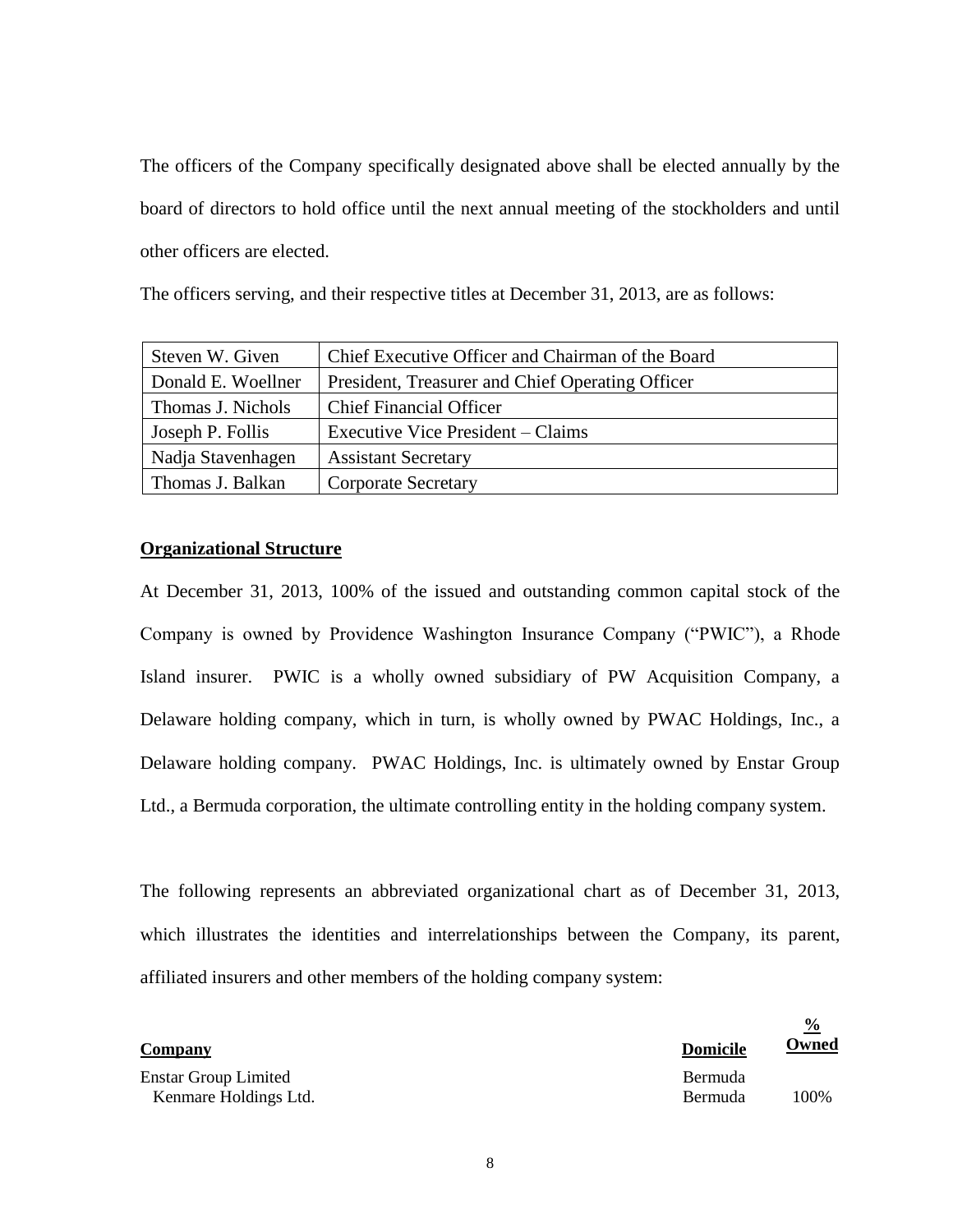The officers of the Company specifically designated above shall be elected annually by the board of directors to hold office until the next annual meeting of the stockholders and until other officers are elected.

The officers serving, and their respective titles at December 31, 2013, are as follows:

| | |
|---|---|
| Steven W. Given | Chief Executive Officer and Chairman of the Board |
| Donald E. Woellner | President, Treasurer and Chief Operating Officer |
| Thomas J. Nichols | Chief Financial Officer |
| Joseph P. Follis | Executive Vice President – Claims |
| Nadja Stavenhagen | Assistant Secretary |
| Thomas J. Balkan | Corporate Secretary |

## Organizational Structure

At December 31, 2013, 100% of the issued and outstanding common capital stock of the Company is owned by Providence Washington Insurance Company ("PWIC"), a Rhode Island insurer. PWIC is a wholly owned subsidiary of PW Acquisition Company, a Delaware holding company, which in turn, is wholly owned by PWAC Holdings, Inc., a Delaware holding company. PWAC Holdings, Inc. is ultimately owned by Enstar Group Ltd., a Bermuda corporation, the ultimate controlling entity in the holding company system.

The following represents an abbreviated organizational chart as of December 31, 2013, which illustrates the identities and interrelationships between the Company, its parent, affiliated insurers and other members of the holding company system:

| Company | Domicile | % Owned |
|---|---|---|
| Enstar Group Limited | Bermuda | |
| Kenmare Holdings Ltd. | Bermuda | 100% |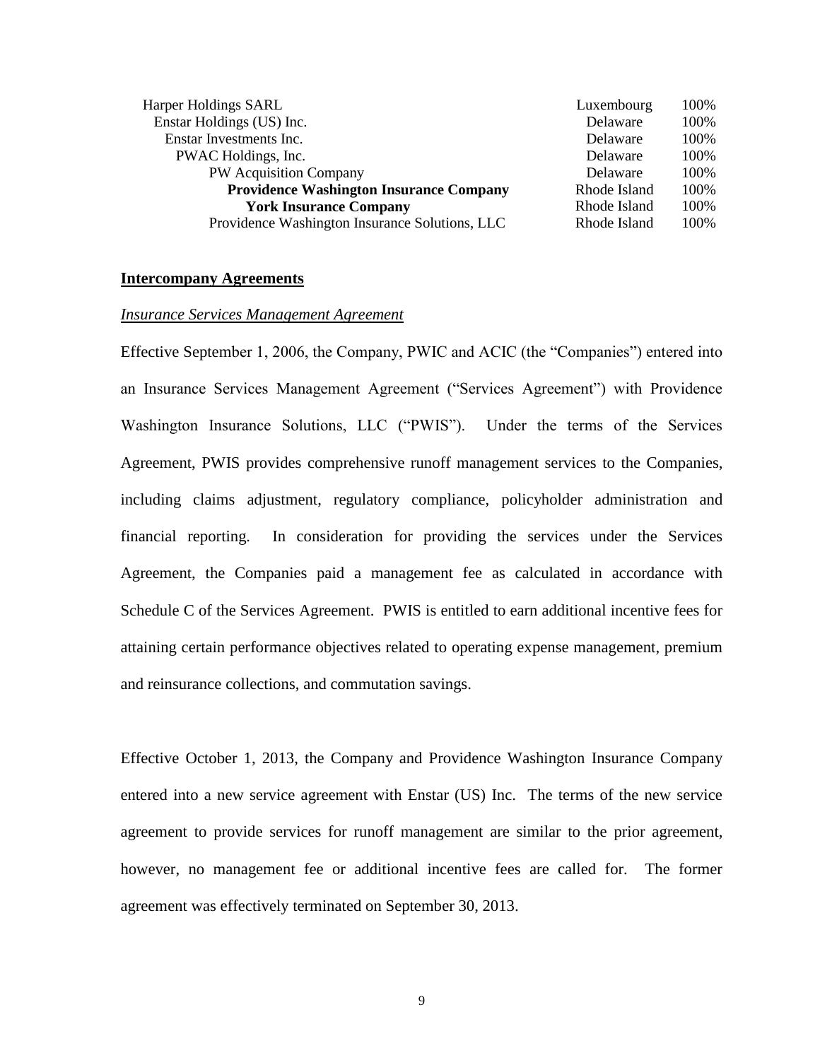| | | |
|---|---|---|
| Harper Holdings SARL | Luxembourg | 100% |
| Enstar Holdings (US) Inc. | Delaware | 100% |
| Enstar Investments Inc. | Delaware | 100% |
| PWAC Holdings, Inc. | Delaware | 100% |
| PW Acquisition Company | Delaware | 100% |
| **Providence Washington Insurance Company** | Rhode Island | 100% |
| **York Insurance Company** | Rhode Island | 100% |
| Providence Washington Insurance Solutions, LLC | Rhode Island | 100% |

**Intercompany Agreements**

*Insurance Services Management Agreement*

Effective September 1, 2006, the Company, PWIC and ACIC (the "Companies") entered into an Insurance Services Management Agreement ("Services Agreement") with Providence Washington Insurance Solutions, LLC ("PWIS"). Under the terms of the Services Agreement, PWIS provides comprehensive runoff management services to the Companies, including claims adjustment, regulatory compliance, policyholder administration and financial reporting. In consideration for providing the services under the Services Agreement, the Companies paid a management fee as calculated in accordance with Schedule C of the Services Agreement. PWIS is entitled to earn additional incentive fees for attaining certain performance objectives related to operating expense management, premium and reinsurance collections, and commutation savings.

Effective October 1, 2013, the Company and Providence Washington Insurance Company entered into a new service agreement with Enstar (US) Inc. The terms of the new service agreement to provide services for runoff management are similar to the prior agreement, however, no management fee or additional incentive fees are called for. The former agreement was effectively terminated on September 30, 2013.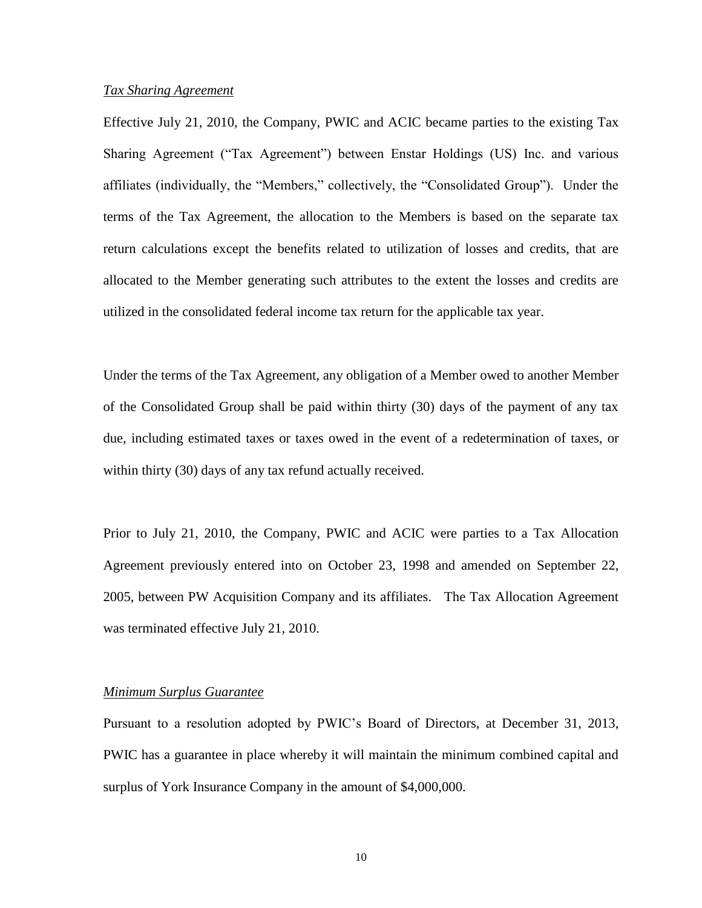*Tax Sharing Agreement*

Effective July 21, 2010, the Company, PWIC and ACIC became parties to the existing Tax Sharing Agreement ("Tax Agreement") between Enstar Holdings (US) Inc. and various affiliates (individually, the "Members," collectively, the "Consolidated Group"). Under the terms of the Tax Agreement, the allocation to the Members is based on the separate tax return calculations except the benefits related to utilization of losses and credits, that are allocated to the Member generating such attributes to the extent the losses and credits are utilized in the consolidated federal income tax return for the applicable tax year.

Under the terms of the Tax Agreement, any obligation of a Member owed to another Member of the Consolidated Group shall be paid within thirty (30) days of the payment of any tax due, including estimated taxes or taxes owed in the event of a redetermination of taxes, or within thirty (30) days of any tax refund actually received.

Prior to July 21, 2010, the Company, PWIC and ACIC were parties to a Tax Allocation Agreement previously entered into on October 23, 1998 and amended on September 22, 2005, between PW Acquisition Company and its affiliates. The Tax Allocation Agreement was terminated effective July 21, 2010.

*Minimum Surplus Guarantee*

Pursuant to a resolution adopted by PWIC's Board of Directors, at December 31, 2013, PWIC has a guarantee in place whereby it will maintain the minimum combined capital and surplus of York Insurance Company in the amount of $4,000,000.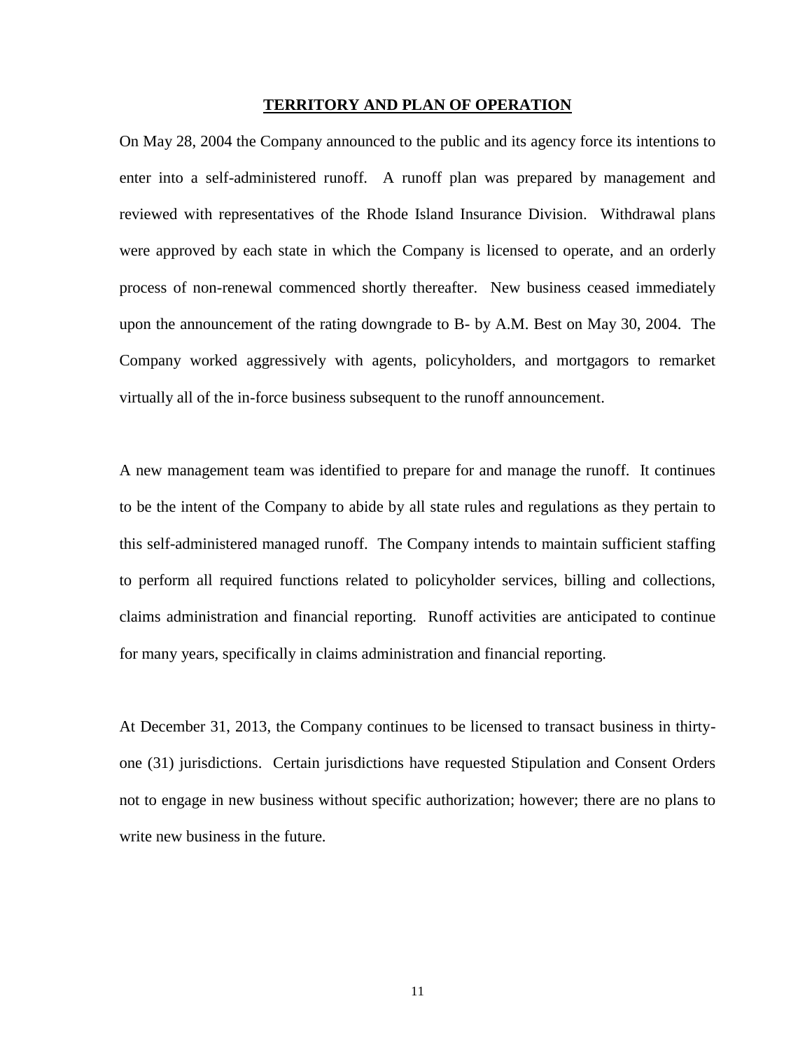## TERRITORY AND PLAN OF OPERATION

On May 28, 2004 the Company announced to the public and its agency force its intentions to enter into a self-administered runoff. A runoff plan was prepared by management and reviewed with representatives of the Rhode Island Insurance Division. Withdrawal plans were approved by each state in which the Company is licensed to operate, and an orderly process of non-renewal commenced shortly thereafter. New business ceased immediately upon the announcement of the rating downgrade to B- by A.M. Best on May 30, 2004. The Company worked aggressively with agents, policyholders, and mortgagors to remarket virtually all of the in-force business subsequent to the runoff announcement.

A new management team was identified to prepare for and manage the runoff. It continues to be the intent of the Company to abide by all state rules and regulations as they pertain to this self-administered managed runoff. The Company intends to maintain sufficient staffing to perform all required functions related to policyholder services, billing and collections, claims administration and financial reporting. Runoff activities are anticipated to continue for many years, specifically in claims administration and financial reporting.

At December 31, 2013, the Company continues to be licensed to transact business in thirty-one (31) jurisdictions. Certain jurisdictions have requested Stipulation and Consent Orders not to engage in new business without specific authorization; however; there are no plans to write new business in the future.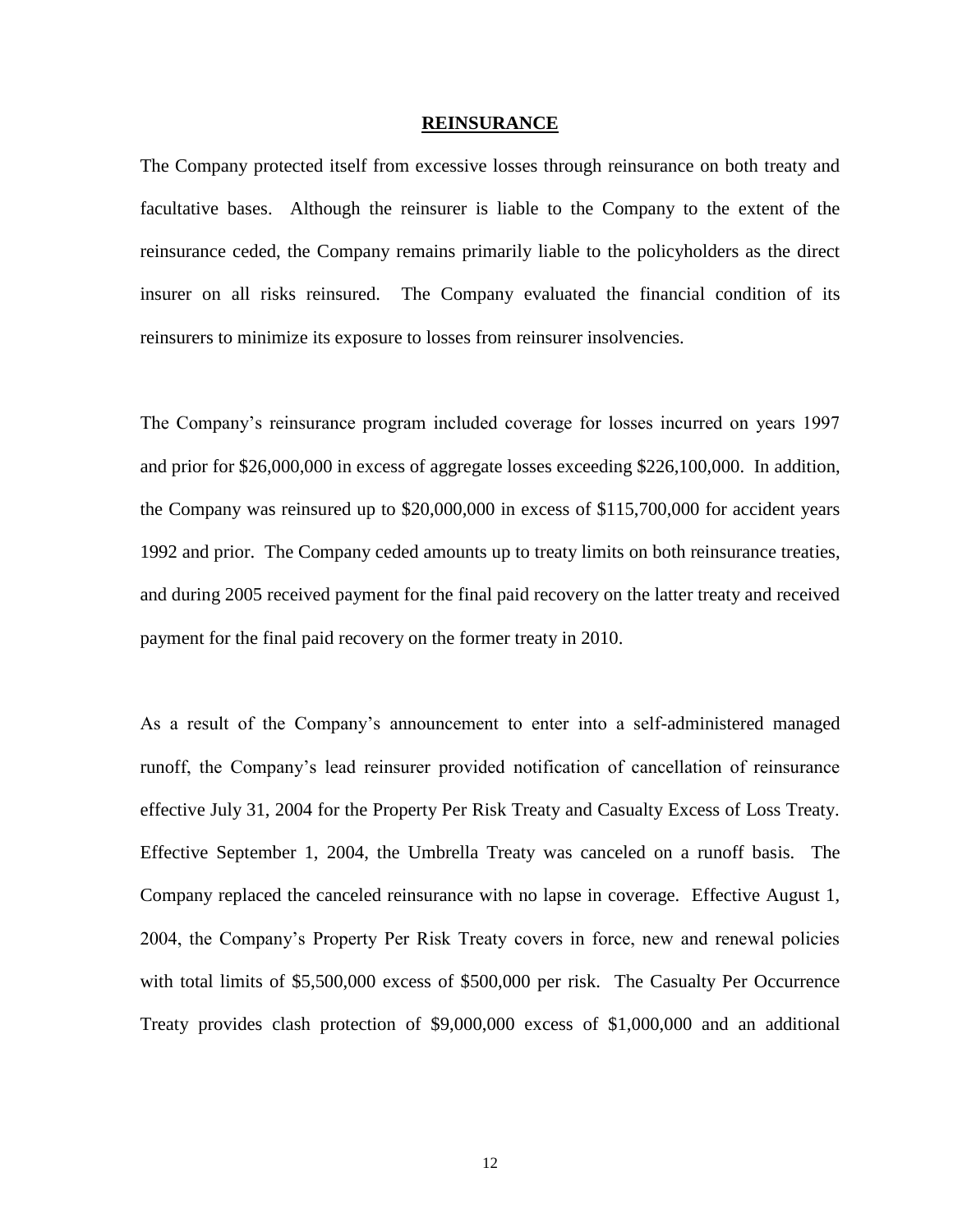## REINSURANCE

The Company protected itself from excessive losses through reinsurance on both treaty and facultative bases. Although the reinsurer is liable to the Company to the extent of the reinsurance ceded, the Company remains primarily liable to the policyholders as the direct insurer on all risks reinsured. The Company evaluated the financial condition of its reinsurers to minimize its exposure to losses from reinsurer insolvencies.

The Company's reinsurance program included coverage for losses incurred on years 1997 and prior for $26,000,000 in excess of aggregate losses exceeding $226,100,000. In addition, the Company was reinsured up to $20,000,000 in excess of $115,700,000 for accident years 1992 and prior. The Company ceded amounts up to treaty limits on both reinsurance treaties, and during 2005 received payment for the final paid recovery on the latter treaty and received payment for the final paid recovery on the former treaty in 2010.

As a result of the Company's announcement to enter into a self-administered managed runoff, the Company's lead reinsurer provided notification of cancellation of reinsurance effective July 31, 2004 for the Property Per Risk Treaty and Casualty Excess of Loss Treaty. Effective September 1, 2004, the Umbrella Treaty was canceled on a runoff basis. The Company replaced the canceled reinsurance with no lapse in coverage. Effective August 1, 2004, the Company's Property Per Risk Treaty covers in force, new and renewal policies with total limits of $5,500,000 excess of $500,000 per risk. The Casualty Per Occurrence Treaty provides clash protection of $9,000,000 excess of $1,000,000 and an additional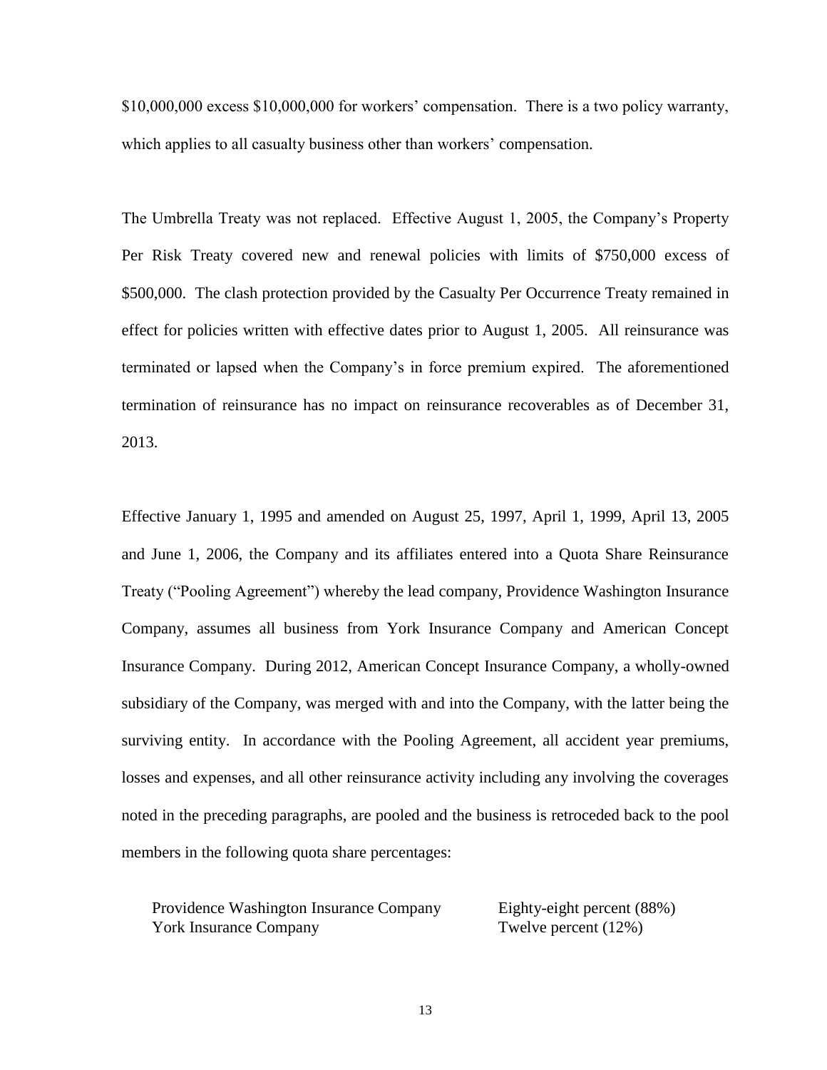$10,000,000 excess $10,000,000 for workers' compensation. There is a two policy warranty, which applies to all casualty business other than workers' compensation.

The Umbrella Treaty was not replaced. Effective August 1, 2005, the Company's Property Per Risk Treaty covered new and renewal policies with limits of $750,000 excess of $500,000. The clash protection provided by the Casualty Per Occurrence Treaty remained in effect for policies written with effective dates prior to August 1, 2005. All reinsurance was terminated or lapsed when the Company's in force premium expired. The aforementioned termination of reinsurance has no impact on reinsurance recoverables as of December 31, 2013.

Effective January 1, 1995 and amended on August 25, 1997, April 1, 1999, April 13, 2005 and June 1, 2006, the Company and its affiliates entered into a Quota Share Reinsurance Treaty ("Pooling Agreement") whereby the lead company, Providence Washington Insurance Company, assumes all business from York Insurance Company and American Concept Insurance Company. During 2012, American Concept Insurance Company, a wholly-owned subsidiary of the Company, was merged with and into the Company, with the latter being the surviving entity. In accordance with the Pooling Agreement, all accident year premiums, losses and expenses, and all other reinsurance activity including any involving the coverages noted in the preceding paragraphs, are pooled and the business is retroceded back to the pool members in the following quota share percentages:

| | |
|---|---|
| Providence Washington Insurance Company | Eighty-eight percent (88%) |
| York Insurance Company | Twelve percent (12%) |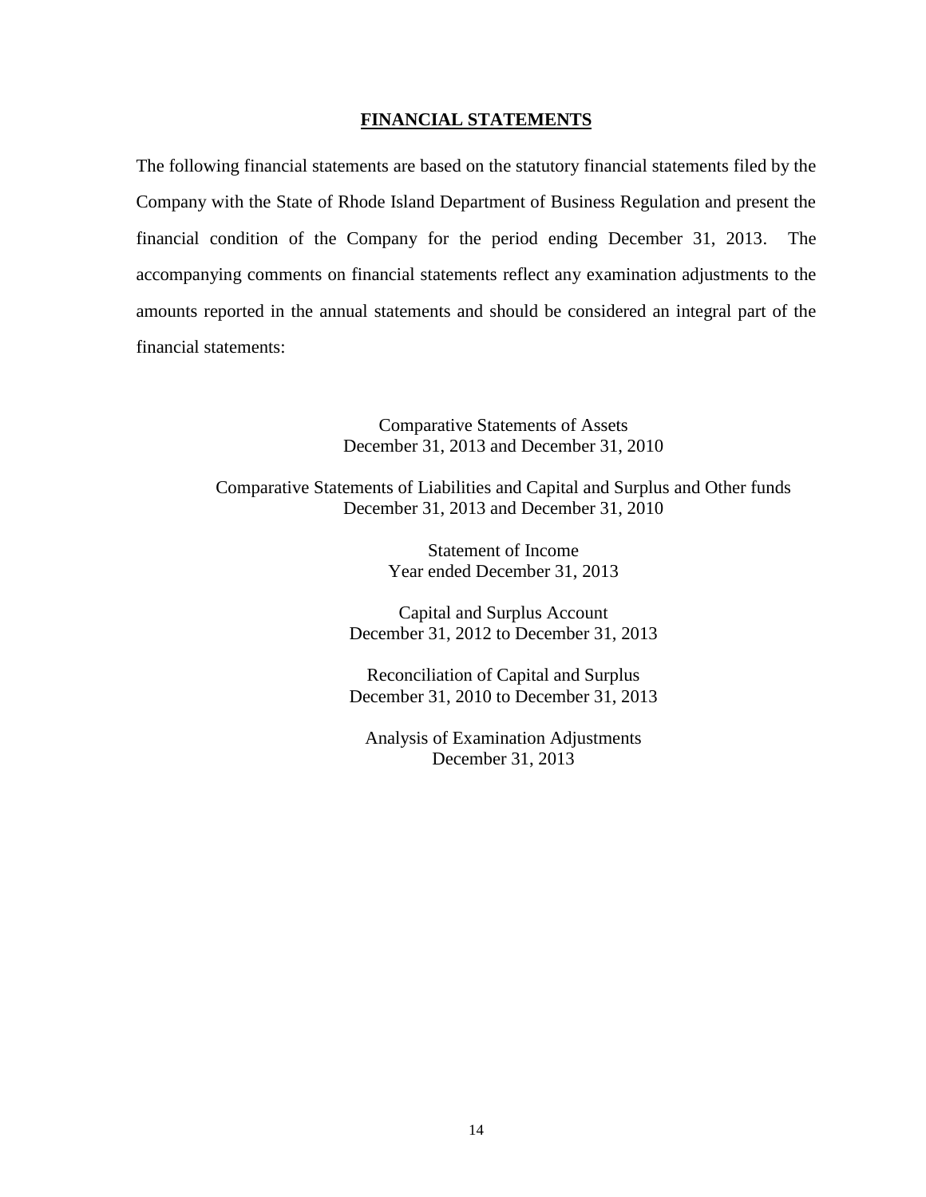## FINANCIAL STATEMENTS

The following financial statements are based on the statutory financial statements filed by the Company with the State of Rhode Island Department of Business Regulation and present the financial condition of the Company for the period ending December 31, 2013. The accompanying comments on financial statements reflect any examination adjustments to the amounts reported in the annual statements and should be considered an integral part of the financial statements:

Comparative Statements of Assets
December 31, 2013 and December 31, 2010

Comparative Statements of Liabilities and Capital and Surplus and Other funds
December 31, 2013 and December 31, 2010

Statement of Income
Year ended December 31, 2013

Capital and Surplus Account
December 31, 2012 to December 31, 2013

Reconciliation of Capital and Surplus
December 31, 2010 to December 31, 2013

Analysis of Examination Adjustments
December 31, 2013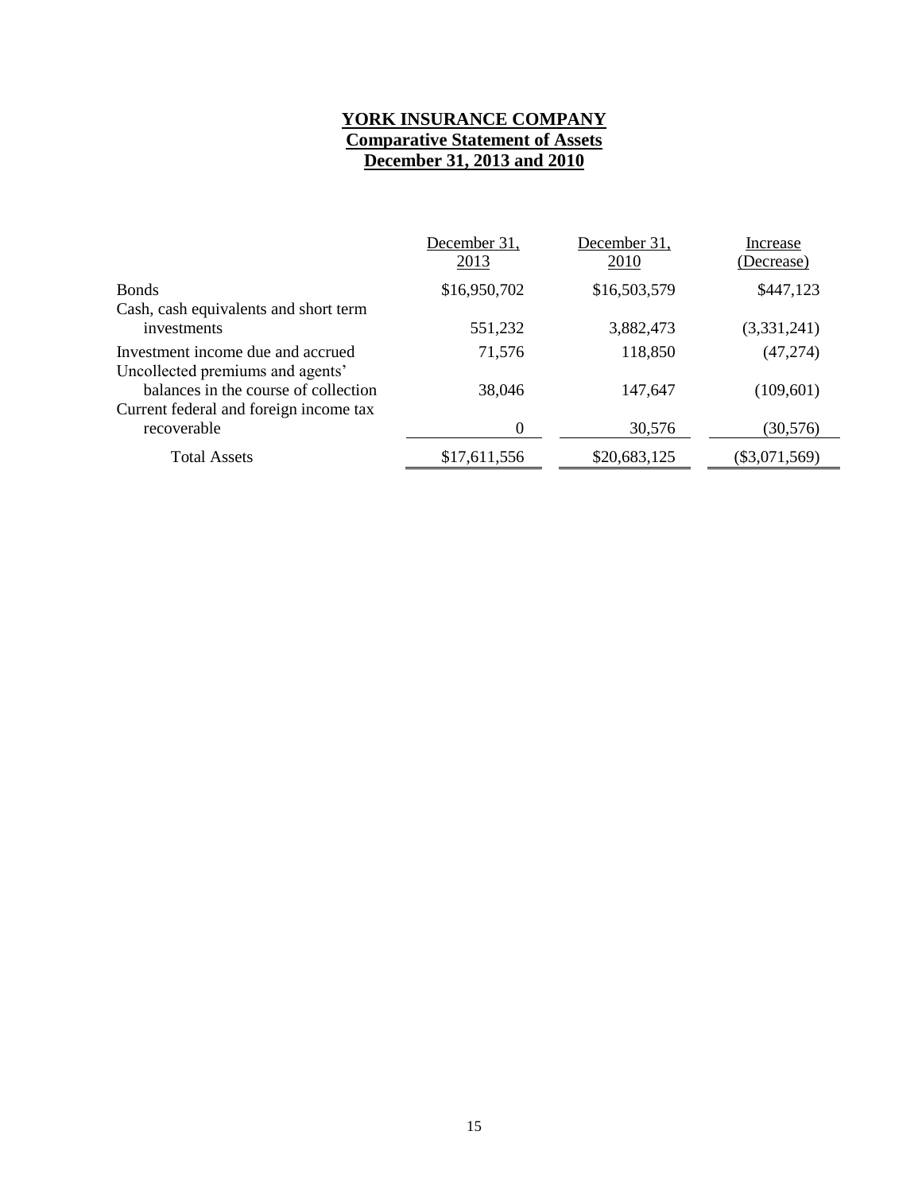**YORK INSURANCE COMPANY**
**Comparative Statement of Assets**
**December 31, 2013 and 2010**

| | December 31, 2013 | December 31, 2010 | Increase (Decrease) |
|---|---|---|---|
| Bonds | $16,950,702 | $16,503,579 | $447,123 |
| Cash, cash equivalents and short term investments | 551,232 | 3,882,473 | (3,331,241) |
| Investment income due and accrued | 71,576 | 118,850 | (47,274) |
| Uncollected premiums and agents' balances in the course of collection | 38,046 | 147,647 | (109,601) |
| Current federal and foreign income tax recoverable | 0 | 30,576 | (30,576) |
| Total Assets | $17,611,556 | $20,683,125 | ($3,071,569) |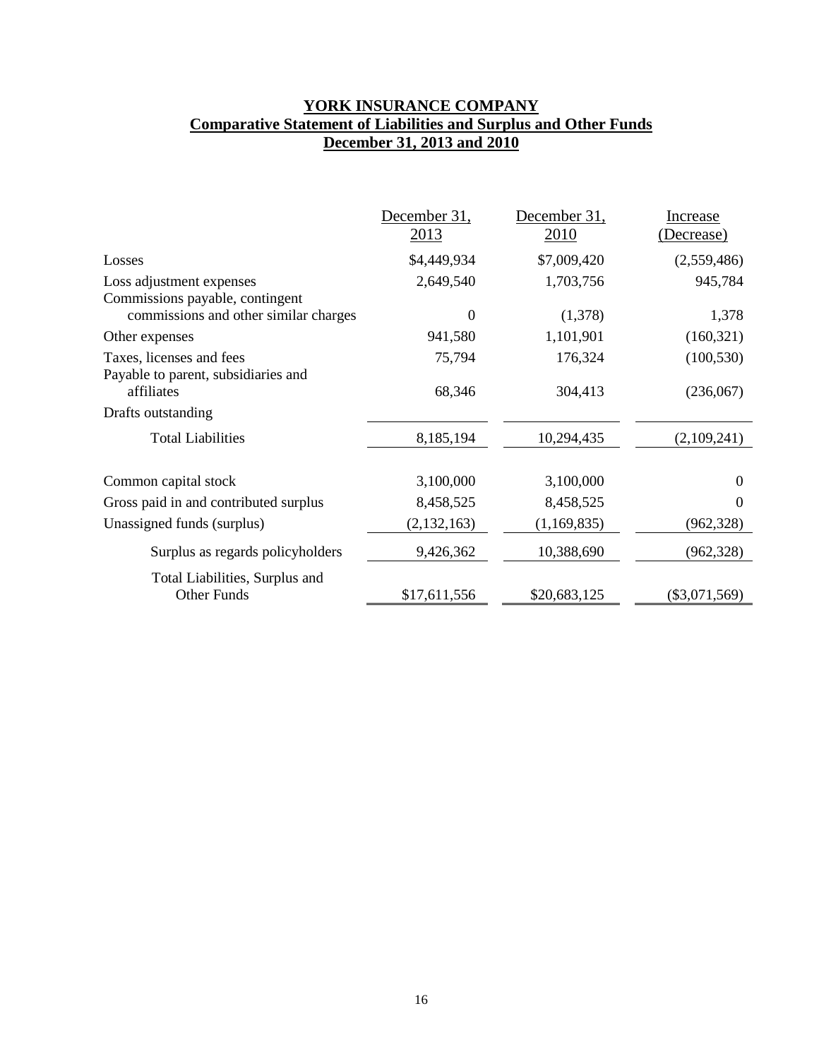**YORK INSURANCE COMPANY**
**Comparative Statement of Liabilities and Surplus and Other Funds**
**December 31, 2013 and 2010**

| | December 31, 2013 | December 31, 2010 | Increase (Decrease) |
|---|---|---|---|
| Losses | $4,449,934 | $7,009,420 | (2,559,486) |
| Loss adjustment expenses | 2,649,540 | 1,703,756 | 945,784 |
| Commissions payable, contingent commissions and other similar charges | 0 | (1,378) | 1,378 |
| Other expenses | 941,580 | 1,101,901 | (160,321) |
| Taxes, licenses and fees | 75,794 | 176,324 | (100,530) |
| Payable to parent, subsidiaries and affiliates | 68,346 | 304,413 | (236,067) |
| Drafts outstanding | | | |
| Total Liabilities | 8,185,194 | 10,294,435 | (2,109,241) |
| Common capital stock | 3,100,000 | 3,100,000 | 0 |
| Gross paid in and contributed surplus | 8,458,525 | 8,458,525 | 0 |
| Unassigned funds (surplus) | (2,132,163) | (1,169,835) | (962,328) |
| Surplus as regards policyholders | 9,426,362 | 10,388,690 | (962,328) |
| Total Liabilities, Surplus and Other Funds | $17,611,556 | $20,683,125 | ($3,071,569) |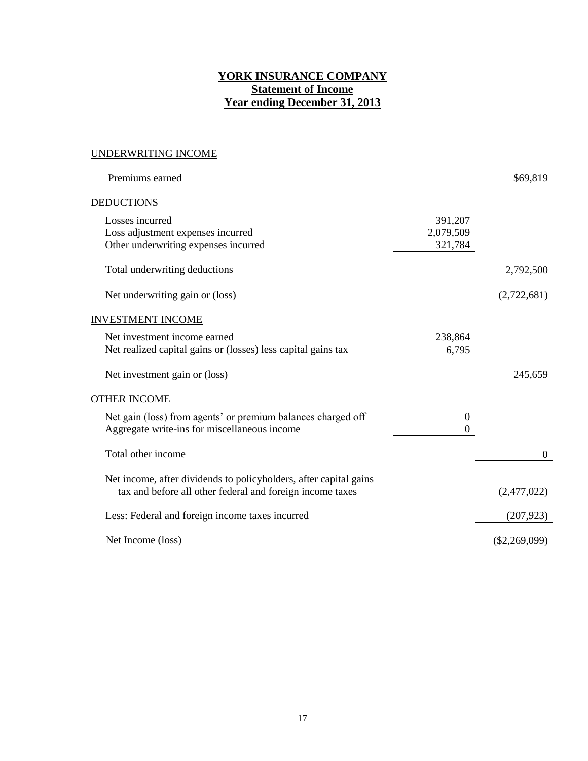# YORK INSURANCE COMPANY
## Statement of Income
## Year ending December 31, 2013

| | | |
|---|---|---|
| UNDERWRITING INCOME | | |
| Premiums earned | | $69,819 |
| DEDUCTIONS | | |
| Losses incurred | 391,207 | |
| Loss adjustment expenses incurred | 2,079,509 | |
| Other underwriting expenses incurred | 321,784 | |
| Total underwriting deductions | | 2,792,500 |
| Net underwriting gain or (loss) | | (2,722,681) |
| INVESTMENT INCOME | | |
| Net investment income earned | 238,864 | |
| Net realized capital gains or (losses) less capital gains tax | 6,795 | |
| Net investment gain or (loss) | | 245,659 |
| OTHER INCOME | | |
| Net gain (loss) from agents' or premium balances charged off | 0 | |
| Aggregate write-ins for miscellaneous income | 0 | |
| Total other income | | 0 |
| Net income, after dividends to policyholders, after capital gains tax and before all other federal and foreign income taxes | | (2,477,022) |
| Less: Federal and foreign income taxes incurred | | (207,923) |
| Net Income (loss) | | ($2,269,099) |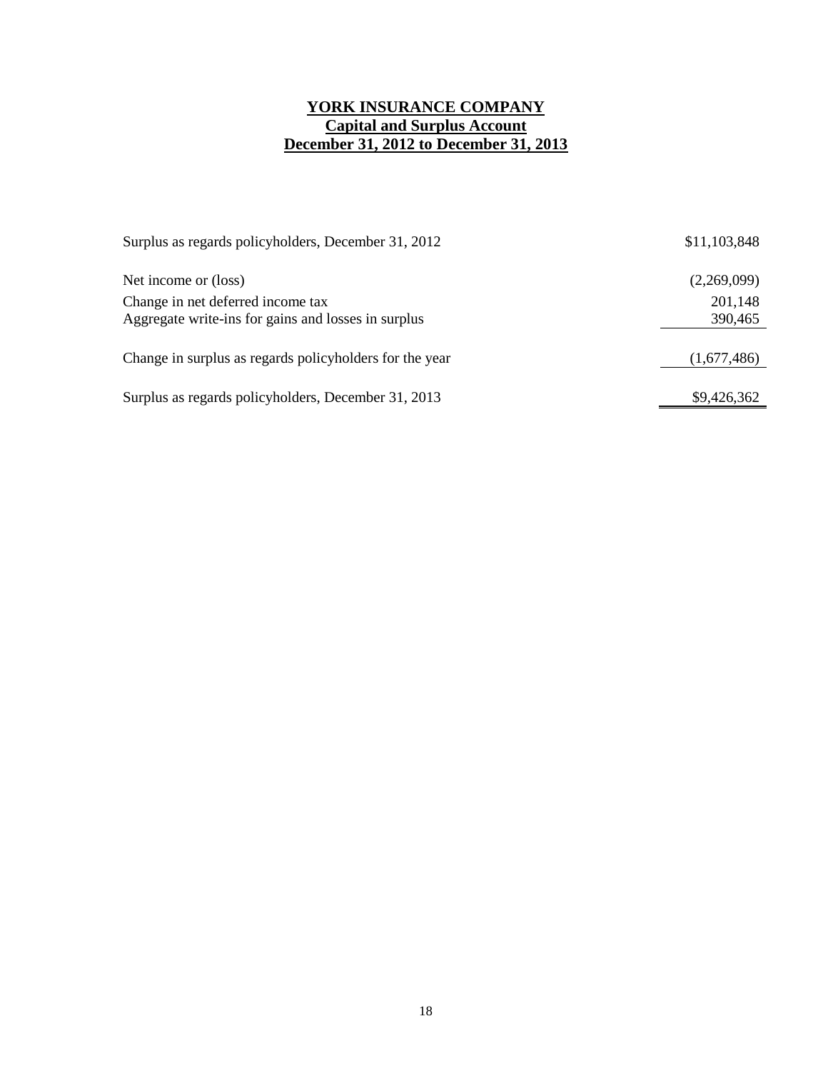# YORK INSURANCE COMPANY

## Capital and Surplus Account

## December 31, 2012 to December 31, 2013

| | |
|---|---|
| Surplus as regards policyholders, December 31, 2012 | $11,103,848 |
| Net income or (loss) | (2,269,099) |
| Change in net deferred income tax | 201,148 |
| Aggregate write-ins for gains and losses in surplus | 390,465 |
| Change in surplus as regards policyholders for the year | (1,677,486) |
| Surplus as regards policyholders, December 31, 2013 | $9,426,362 |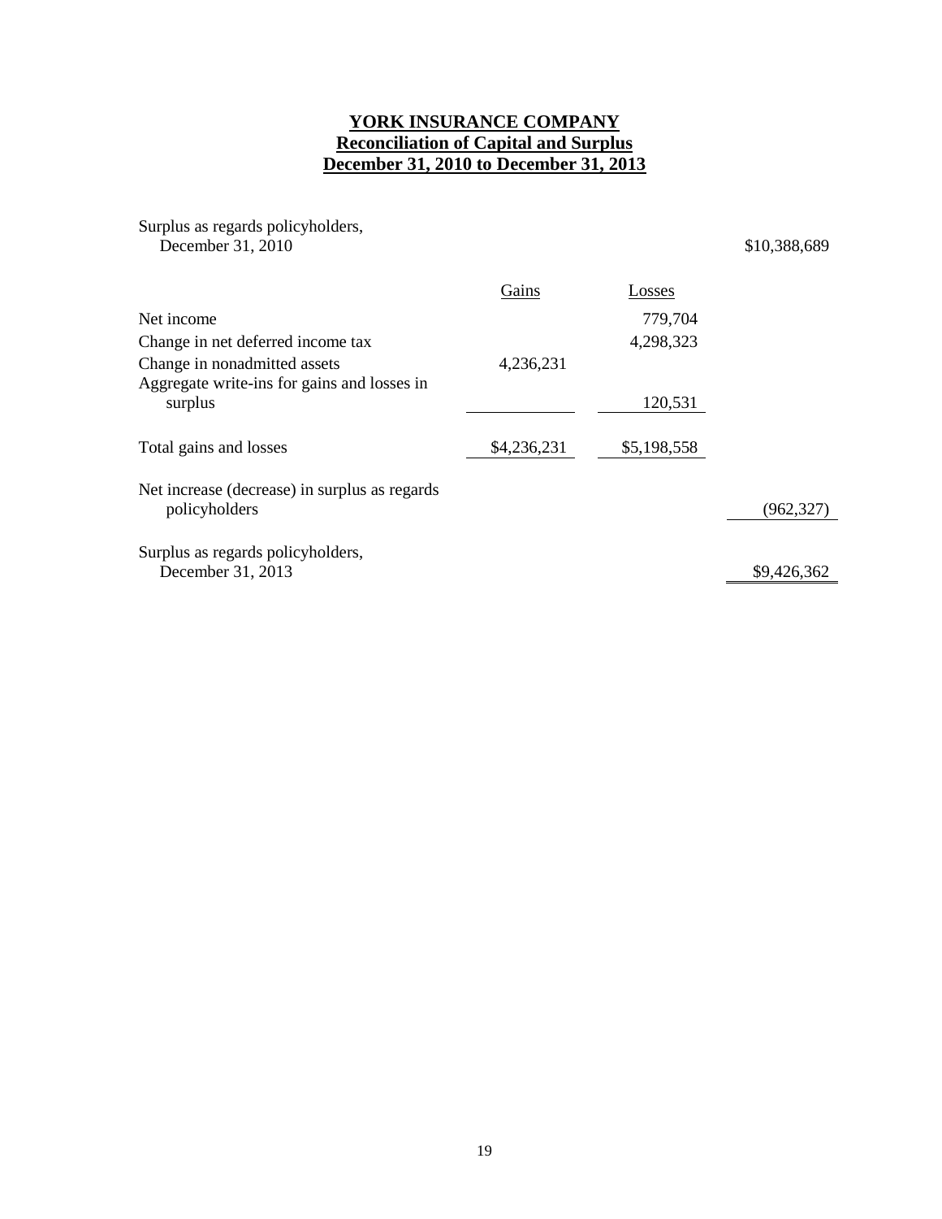# YORK INSURANCE COMPANY
## Reconciliation of Capital and Surplus
## December 31, 2010 to December 31, 2013

| | Gains | Losses | |
|---|---|---|---|
| Surplus as regards policyholders, December 31, 2010 | | | $10,388,689 |
| Net income | | 779,704 | |
| Change in net deferred income tax | | 4,298,323 | |
| Change in nonadmitted assets | 4,236,231 | | |
| Aggregate write-ins for gains and losses in surplus | | 120,531 | |
| Total gains and losses | $4,236,231 | $5,198,558 | |
| Net increase (decrease) in surplus as regards policyholders | | | (962,327) |
| Surplus as regards policyholders, December 31, 2013 | | | $9,426,362 |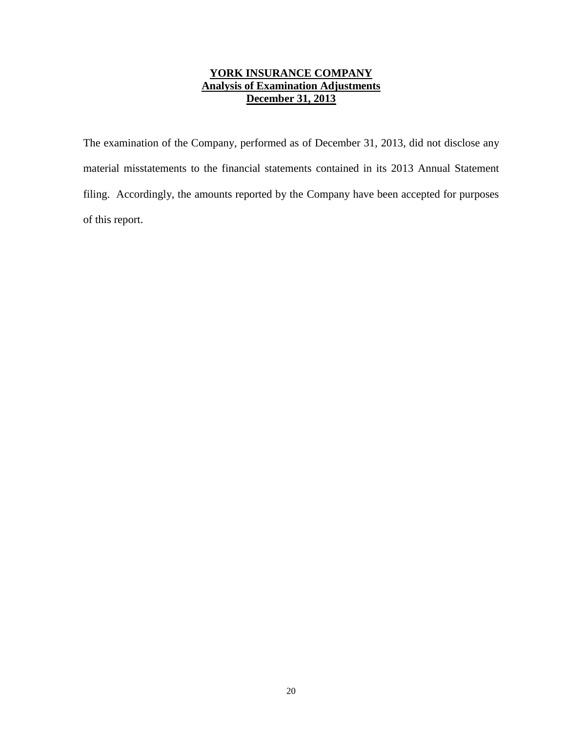**YORK INSURANCE COMPANY**
**Analysis of Examination Adjustments**
**December 31, 2013**

The examination of the Company, performed as of December 31, 2013, did not disclose any material misstatements to the financial statements contained in its 2013 Annual Statement filing. Accordingly, the amounts reported by the Company have been accepted for purposes of this report.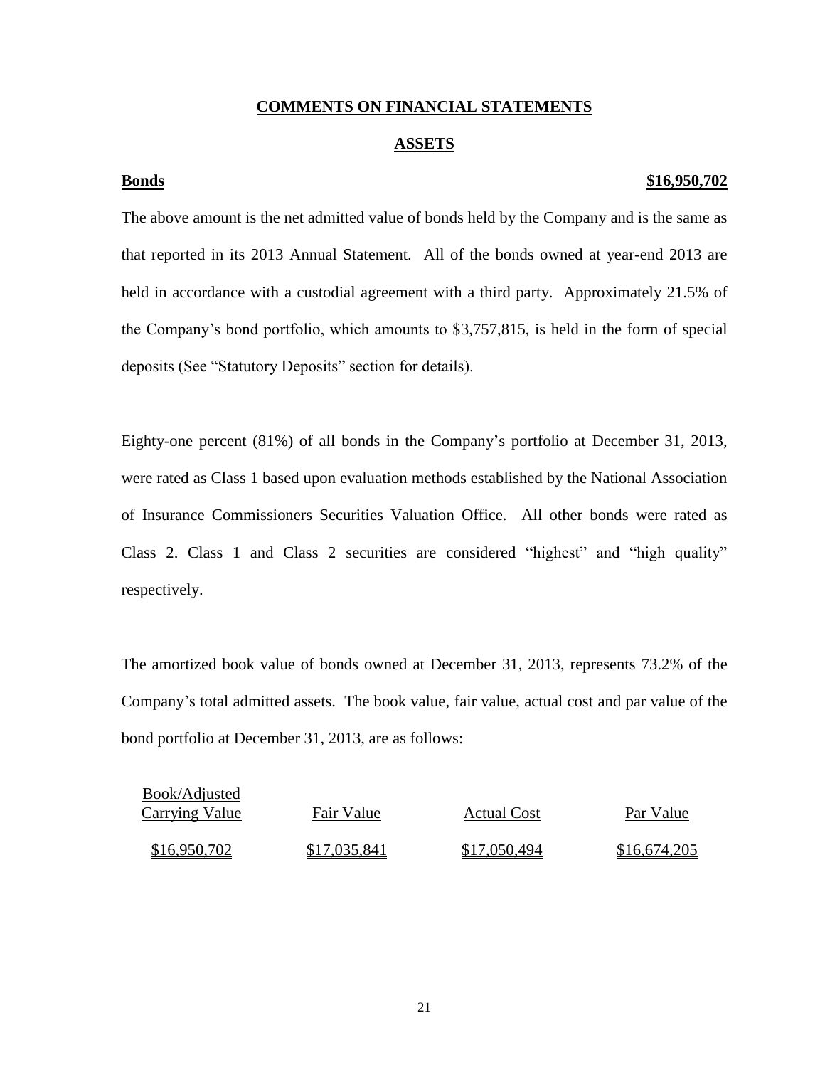## COMMENTS ON FINANCIAL STATEMENTS

### ASSETS

**Bonds** **$16,950,702**

The above amount is the net admitted value of bonds held by the Company and is the same as that reported in its 2013 Annual Statement. All of the bonds owned at year-end 2013 are held in accordance with a custodial agreement with a third party. Approximately 21.5% of the Company's bond portfolio, which amounts to $3,757,815, is held in the form of special deposits (See "Statutory Deposits" section for details).

Eighty-one percent (81%) of all bonds in the Company's portfolio at December 31, 2013, were rated as Class 1 based upon evaluation methods established by the National Association of Insurance Commissioners Securities Valuation Office. All other bonds were rated as Class 2. Class 1 and Class 2 securities are considered "highest" and "high quality" respectively.

The amortized book value of bonds owned at December 31, 2013, represents 73.2% of the Company's total admitted assets. The book value, fair value, actual cost and par value of the bond portfolio at December 31, 2013, are as follows:

| Book/Adjusted Carrying Value | Fair Value | Actual Cost | Par Value |
|---|---|---|---|
| $16,950,702 | $17,035,841 | $17,050,494 | $16,674,205 |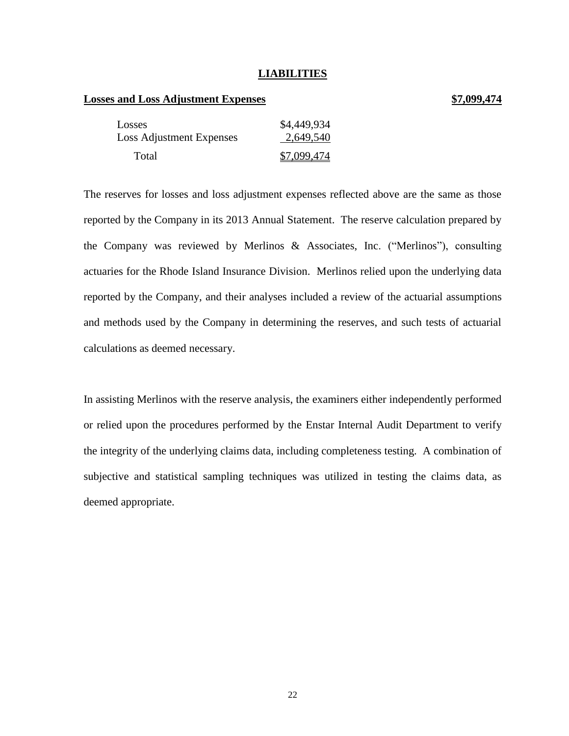## LIABILITIES

**Losses and Loss Adjustment Expenses** **$7,099,474**

| | |
|---|---|
| Losses | $4,449,934 |
| Loss Adjustment Expenses | 2,649,540 |
| Total | $7,099,474 |

The reserves for losses and loss adjustment expenses reflected above are the same as those reported by the Company in its 2013 Annual Statement. The reserve calculation prepared by the Company was reviewed by Merlinos & Associates, Inc. ("Merlinos"), consulting actuaries for the Rhode Island Insurance Division. Merlinos relied upon the underlying data reported by the Company, and their analyses included a review of the actuarial assumptions and methods used by the Company in determining the reserves, and such tests of actuarial calculations as deemed necessary.

In assisting Merlinos with the reserve analysis, the examiners either independently performed or relied upon the procedures performed by the Enstar Internal Audit Department to verify the integrity of the underlying claims data, including completeness testing. A combination of subjective and statistical sampling techniques was utilized in testing the claims data, as deemed appropriate.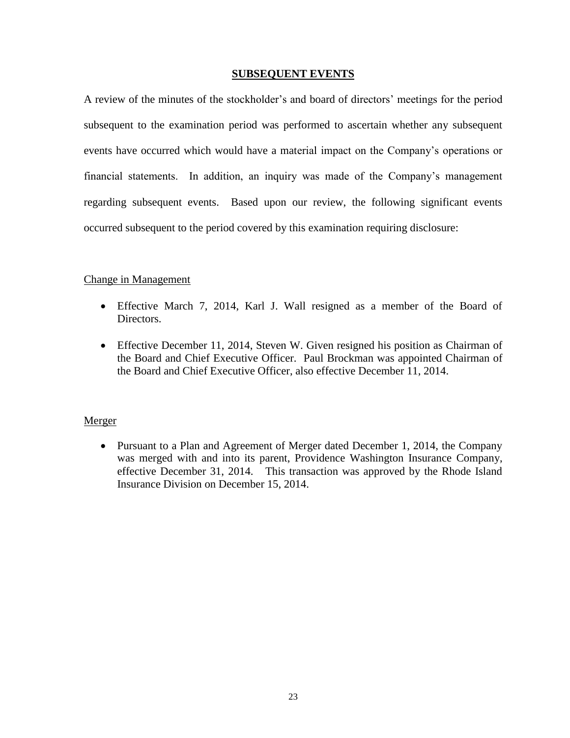## SUBSEQUENT EVENTS

A review of the minutes of the stockholder's and board of directors' meetings for the period subsequent to the examination period was performed to ascertain whether any subsequent events have occurred which would have a material impact on the Company's operations or financial statements. In addition, an inquiry was made of the Company's management regarding subsequent events. Based upon our review, the following significant events occurred subsequent to the period covered by this examination requiring disclosure:

### Change in Management

- Effective March 7, 2014, Karl J. Wall resigned as a member of the Board of Directors.
- Effective December 11, 2014, Steven W. Given resigned his position as Chairman of the Board and Chief Executive Officer. Paul Brockman was appointed Chairman of the Board and Chief Executive Officer, also effective December 11, 2014.

### Merger

- Pursuant to a Plan and Agreement of Merger dated December 1, 2014, the Company was merged with and into its parent, Providence Washington Insurance Company, effective December 31, 2014. This transaction was approved by the Rhode Island Insurance Division on December 15, 2014.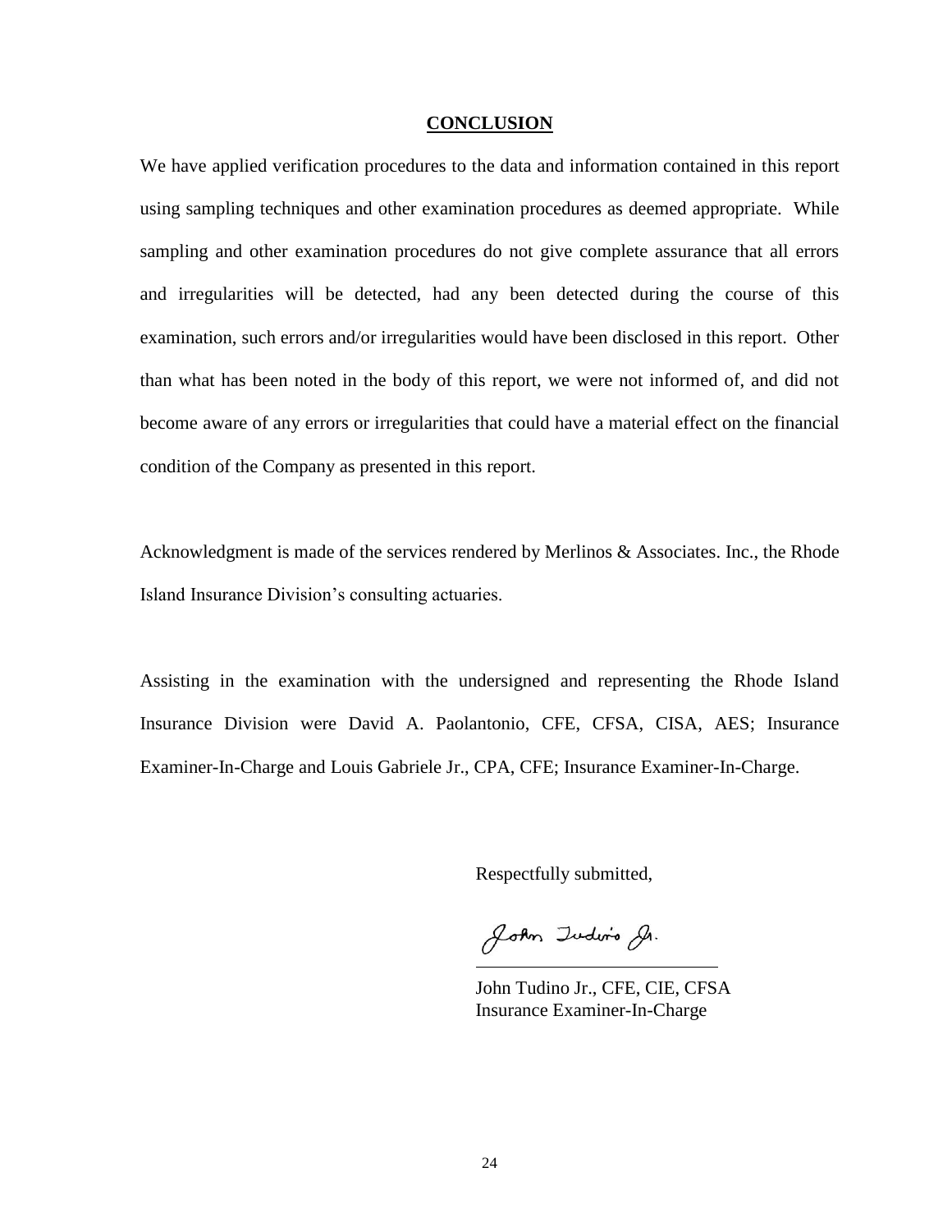## CONCLUSION

We have applied verification procedures to the data and information contained in this report using sampling techniques and other examination procedures as deemed appropriate. While sampling and other examination procedures do not give complete assurance that all errors and irregularities will be detected, had any been detected during the course of this examination, such errors and/or irregularities would have been disclosed in this report. Other than what has been noted in the body of this report, we were not informed of, and did not become aware of any errors or irregularities that could have a material effect on the financial condition of the Company as presented in this report.

Acknowledgment is made of the services rendered by Merlinos & Associates. Inc., the Rhode Island Insurance Division's consulting actuaries.

Assisting in the examination with the undersigned and representing the Rhode Island Insurance Division were David A. Paolantonio, CFE, CFSA, CISA, AES; Insurance Examiner-In-Charge and Louis Gabriele Jr., CPA, CFE; Insurance Examiner-In-Charge.

Respectfully submitted,

John Tudino Jr.

John Tudino Jr., CFE, CIE, CFSA
Insurance Examiner-In-Charge